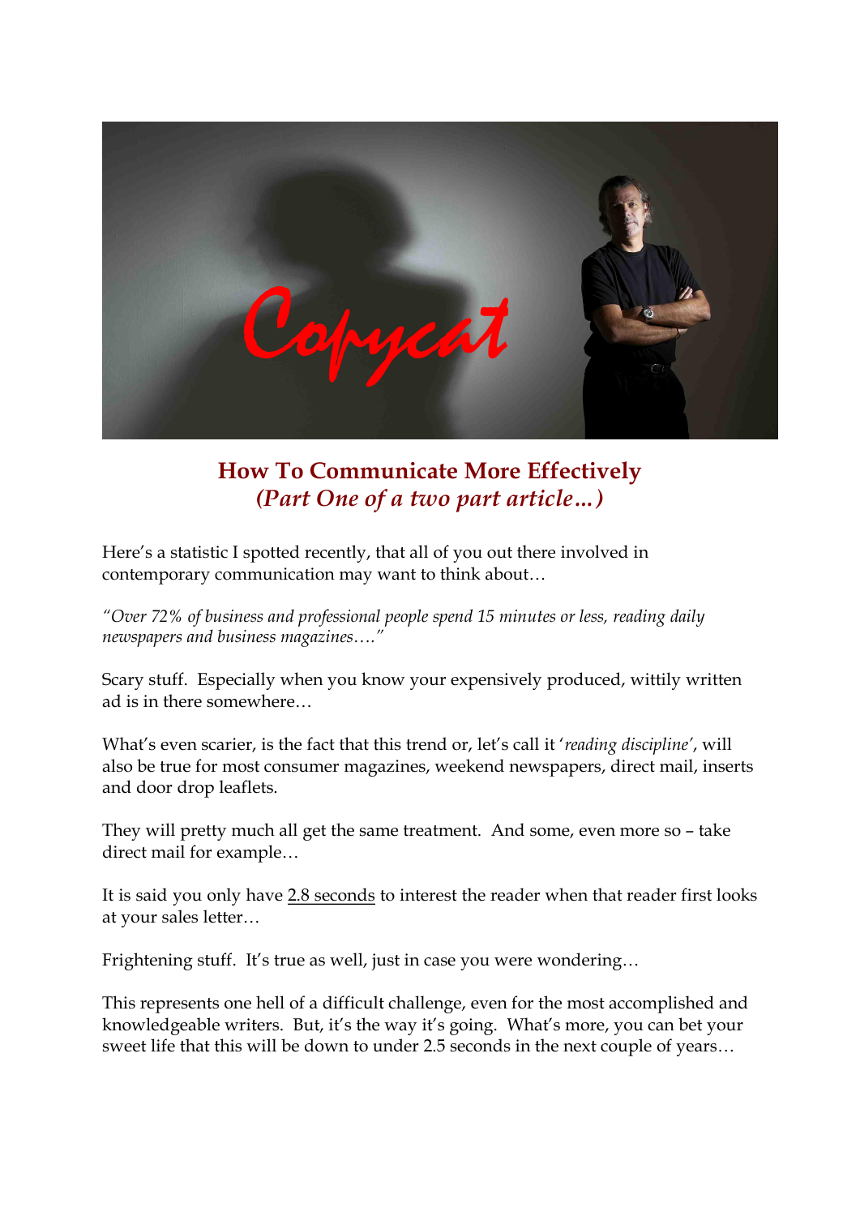# How To Communicate More Effectively
## *(Part One of a two part article…)*

Here's a statistic I spotted recently, that all of you out there involved in contemporary communication may want to think about…

*"Over 72% of business and professional people spend 15 minutes or less, reading daily newspapers and business magazines…."*

Scary stuff. Especially when you know your expensively produced, wittily written ad is in there somewhere…

What's even scarier, is the fact that this trend or, let's call it '*reading discipline*', will also be true for most consumer magazines, weekend newspapers, direct mail, inserts and door drop leaflets.

They will pretty much all get the same treatment. And some, even more so – take direct mail for example…

It is said you only have 2.8 seconds to interest the reader when that reader first looks at your sales letter…

Frightening stuff. It's true as well, just in case you were wondering…

This represents one hell of a difficult challenge, even for the most accomplished and knowledgeable writers. But, it's the way it's going. What's more, you can bet your sweet life that this will be down to under 2.5 seconds in the next couple of years…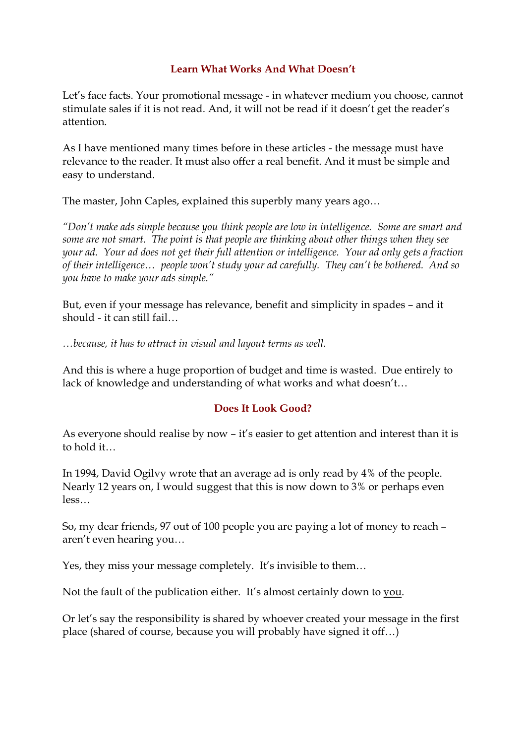## Learn What Works And What Doesn't

Let's face facts. Your promotional message - in whatever medium you choose, cannot stimulate sales if it is not read. And, it will not be read if it doesn't get the reader's attention.

As I have mentioned many times before in these articles - the message must have relevance to the reader. It must also offer a real benefit. And it must be simple and easy to understand.

The master, John Caples, explained this superbly many years ago…

*"Don't make ads simple because you think people are low in intelligence. Some are smart and some are not smart. The point is that people are thinking about other things when they see your ad. Your ad does not get their full attention or intelligence. Your ad only gets a fraction of their intelligence… people won't study your ad carefully. They can't be bothered. And so you have to make your ads simple."*

But, even if your message has relevance, benefit and simplicity in spades – and it should - it can still fail…

*…because, it has to attract in visual and layout terms as well.*

And this is where a huge proportion of budget and time is wasted. Due entirely to lack of knowledge and understanding of what works and what doesn't…

## Does It Look Good?

As everyone should realise by now – it's easier to get attention and interest than it is to hold it…

In 1994, David Ogilvy wrote that an average ad is only read by 4% of the people. Nearly 12 years on, I would suggest that this is now down to 3% or perhaps even less…

So, my dear friends, 97 out of 100 people you are paying a lot of money to reach – aren't even hearing you…

Yes, they miss your message completely. It's invisible to them…

Not the fault of the publication either. It's almost certainly down to <u>you</u>.

Or let's say the responsibility is shared by whoever created your message in the first place (shared of course, because you will probably have signed it off…)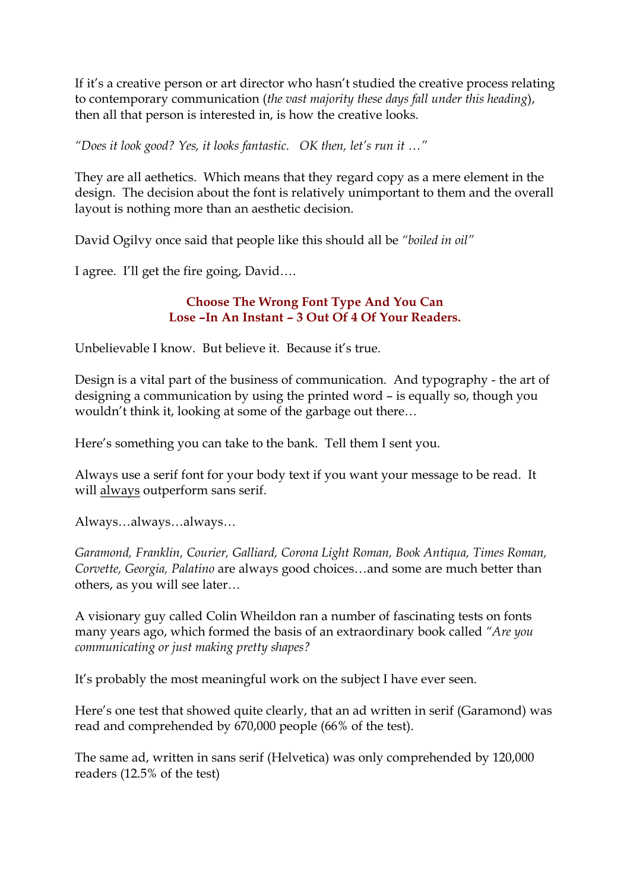If it's a creative person or art director who hasn't studied the creative process relating to contemporary communication (*the vast majority these days fall under this heading*), then all that person is interested in, is how the creative looks.

*"Does it look good? Yes, it looks fantastic. OK then, let's run it …"*

They are all aethetics. Which means that they regard copy as a mere element in the design. The decision about the font is relatively unimportant to them and the overall layout is nothing more than an aesthetic decision.

David Ogilvy once said that people like this should all be *"boiled in oil"*

I agree. I'll get the fire going, David….

**Choose The Wrong Font Type And You Can Lose –In An Instant – 3 Out Of 4 Of Your Readers.**

Unbelievable I know. But believe it. Because it's true.

Design is a vital part of the business of communication. And typography - the art of designing a communication by using the printed word – is equally so, though you wouldn't think it, looking at some of the garbage out there…

Here's something you can take to the bank. Tell them I sent you.

Always use a serif font for your body text if you want your message to be read. It will <u>always</u> outperform sans serif.

Always…always…always…

*Garamond, Franklin, Courier, Galliard, Corona Light Roman, Book Antiqua, Times Roman, Corvette, Georgia, Palatino* are always good choices…and some are much better than others, as you will see later…

A visionary guy called Colin Wheildon ran a number of fascinating tests on fonts many years ago, which formed the basis of an extraordinary book called *"Are you communicating or just making pretty shapes?*

It's probably the most meaningful work on the subject I have ever seen.

Here's one test that showed quite clearly, that an ad written in serif (Garamond) was read and comprehended by 670,000 people (66% of the test).

The same ad, written in sans serif (Helvetica) was only comprehended by 120,000 readers (12.5% of the test)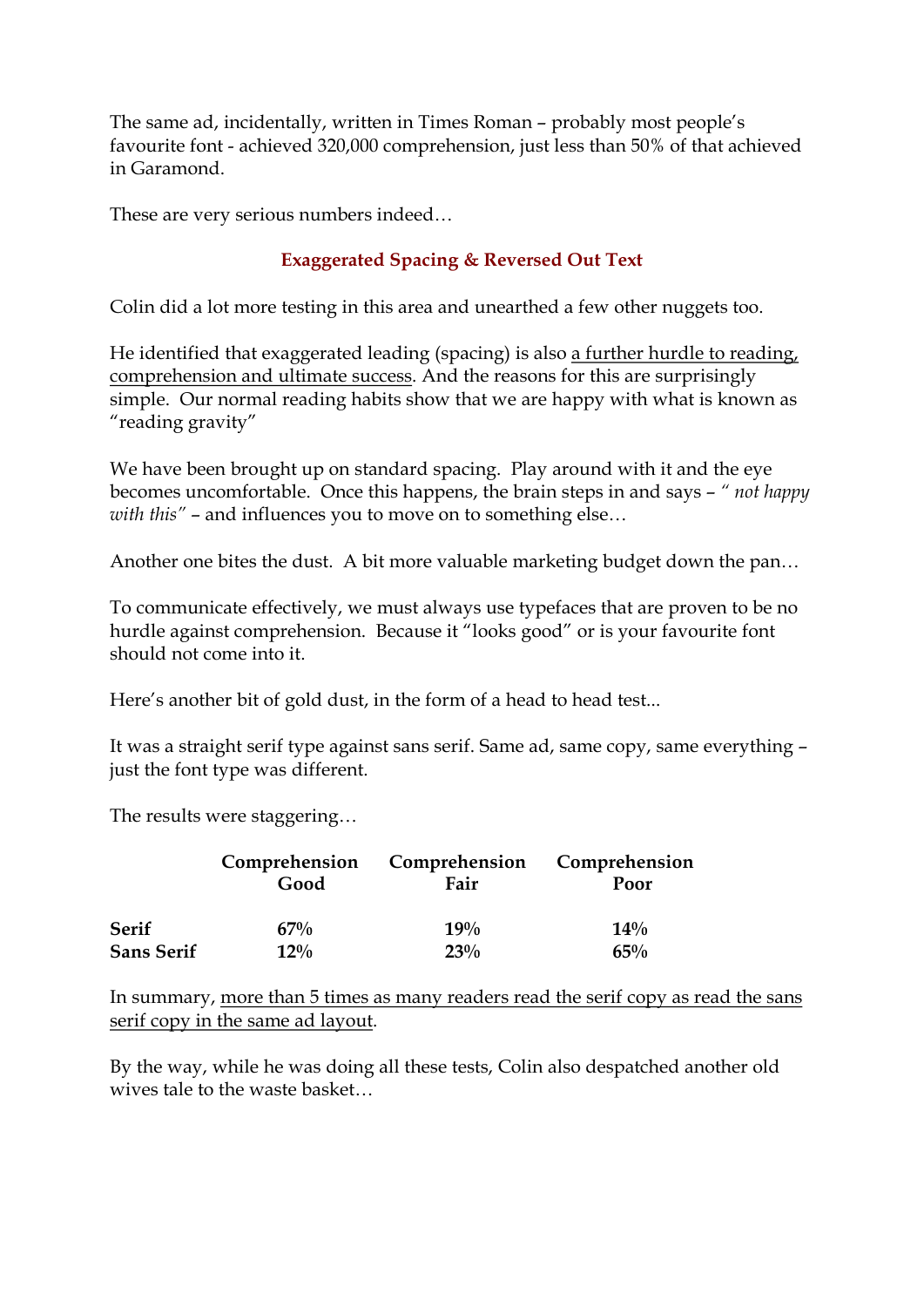The same ad, incidentally, written in Times Roman – probably most people's favourite font - achieved 320,000 comprehension, just less than 50% of that achieved in Garamond.

These are very serious numbers indeed…

## Exaggerated Spacing & Reversed Out Text

Colin did a lot more testing in this area and unearthed a few other nuggets too.

He identified that exaggerated leading (spacing) is also <u>a further hurdle to reading, comprehension and ultimate success</u>. And the reasons for this are surprisingly simple. Our normal reading habits show that we are happy with what is known as "reading gravity"

We have been brought up on standard spacing. Play around with it and the eye becomes uncomfortable. Once this happens, the brain steps in and says – *" not happy with this"* – and influences you to move on to something else…

Another one bites the dust. A bit more valuable marketing budget down the pan…

To communicate effectively, we must always use typefaces that are proven to be no hurdle against comprehension. Because it "looks good" or is your favourite font should not come into it.

Here's another bit of gold dust, in the form of a head to head test...

It was a straight serif type against sans serif. Same ad, same copy, same everything – just the font type was different.

The results were staggering…

| | **Comprehension Good** | **Comprehension Fair** | **Comprehension Poor** |
|---|---|---|---|
| **Serif** | **67%** | **19%** | **14%** |
| **Sans Serif** | **12%** | **23%** | **65%** |

In summary, <u>more than 5 times as many readers read the serif copy as read the sans serif copy in the same ad layout</u>.

By the way, while he was doing all these tests, Colin also despatched another old wives tale to the waste basket…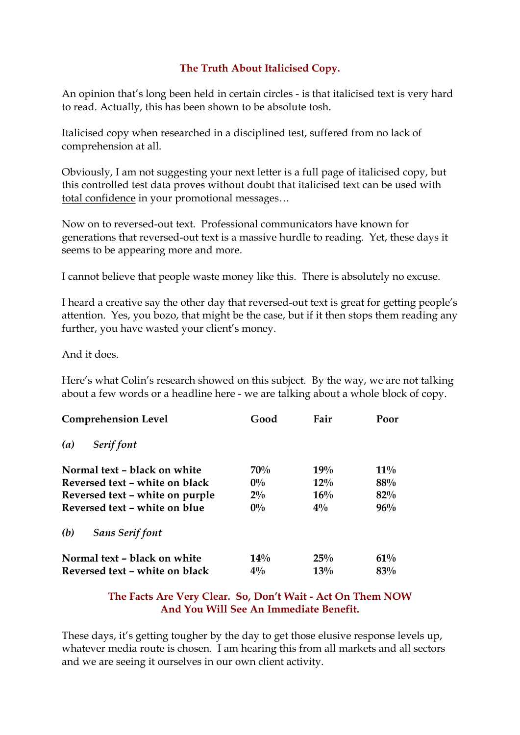## The Truth About Italicised Copy.

An opinion that's long been held in certain circles - is that italicised text is very hard to read. Actually, this has been shown to be absolute tosh.

Italicised copy when researched in a disciplined test, suffered from no lack of comprehension at all.

Obviously, I am not suggesting your next letter is a full page of italicised copy, but this controlled test data proves without doubt that italicised text can be used with <u>total confidence</u> in your promotional messages…

Now on to reversed-out text. Professional communicators have known for generations that reversed-out text is a massive hurdle to reading. Yet, these days it seems to be appearing more and more.

I cannot believe that people waste money like this. There is absolutely no excuse.

I heard a creative say the other day that reversed-out text is great for getting people's attention. Yes, you bozo, that might be the case, but if it then stops them reading any further, you have wasted your client's money.

And it does.

Here's what Colin's research showed on this subject. By the way, we are not talking about a few words or a headline here - we are talking about a whole block of copy.

| **Comprehension Level** | **Good** | **Fair** | **Poor** |
|---|---|---|---|
| ***(a) Serif font*** | | | |
| **Normal text – black on white** | **70%** | **19%** | **11%** |
| **Reversed text – white on black** | **0%** | **12%** | **88%** |
| **Reversed text – white on purple** | **2%** | **16%** | **82%** |
| **Reversed text – white on blue** | **0%** | **4%** | **96%** |
| ***(b) Sans Serif font*** | | | |
| **Normal text – black on white** | **14%** | **25%** | **61%** |
| **Reversed text – white on black** | **4%** | **13%** | **83%** |

**The Facts Are Very Clear. So, Don't Wait - Act On Them NOW And You Will See An Immediate Benefit.**

These days, it's getting tougher by the day to get those elusive response levels up, whatever media route is chosen. I am hearing this from all markets and all sectors and we are seeing it ourselves in our own client activity.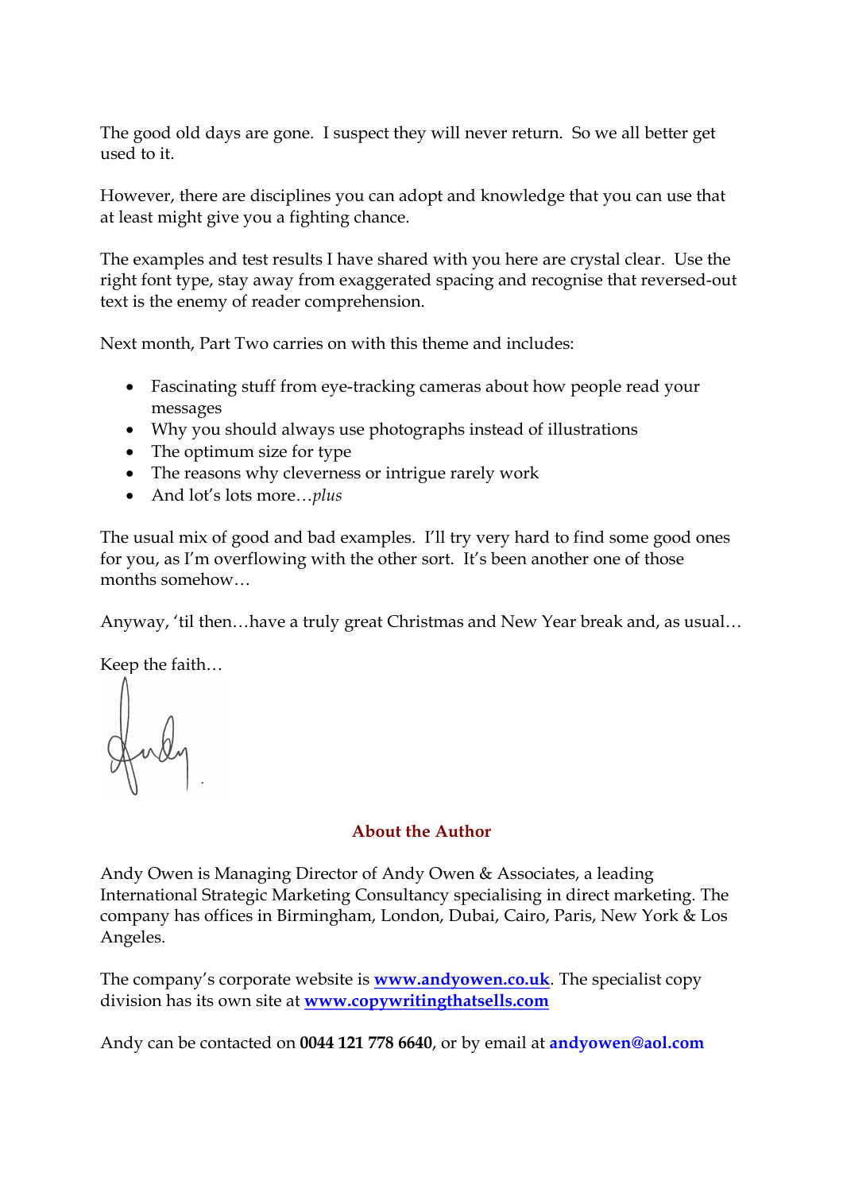The good old days are gone. I suspect they will never return. So we all better get used to it.

However, there are disciplines you can adopt and knowledge that you can use that at least might give you a fighting chance.

The examples and test results I have shared with you here are crystal clear. Use the right font type, stay away from exaggerated spacing and recognise that reversed-out text is the enemy of reader comprehension.

Next month, Part Two carries on with this theme and includes:

- Fascinating stuff from eye-tracking cameras about how people read your messages
- Why you should always use photographs instead of illustrations
- The optimum size for type
- The reasons why cleverness or intrigue rarely work
- And lot's lots more…*plus*

The usual mix of good and bad examples. I'll try very hard to find some good ones for you, as I'm overflowing with the other sort. It's been another one of those months somehow…

Anyway, 'til then…have a truly great Christmas and New Year break and, as usual…

Keep the faith…

Andy

## About the Author

Andy Owen is Managing Director of Andy Owen & Associates, a leading International Strategic Marketing Consultancy specialising in direct marketing. The company has offices in Birmingham, London, Dubai, Cairo, Paris, New York & Los Angeles.

The company's corporate website is **www.andyowen.co.uk**. The specialist copy division has its own site at **www.copywritingthatsells.com**

Andy can be contacted on **0044 121 778 6640**, or by email at **andyowen@aol.com**